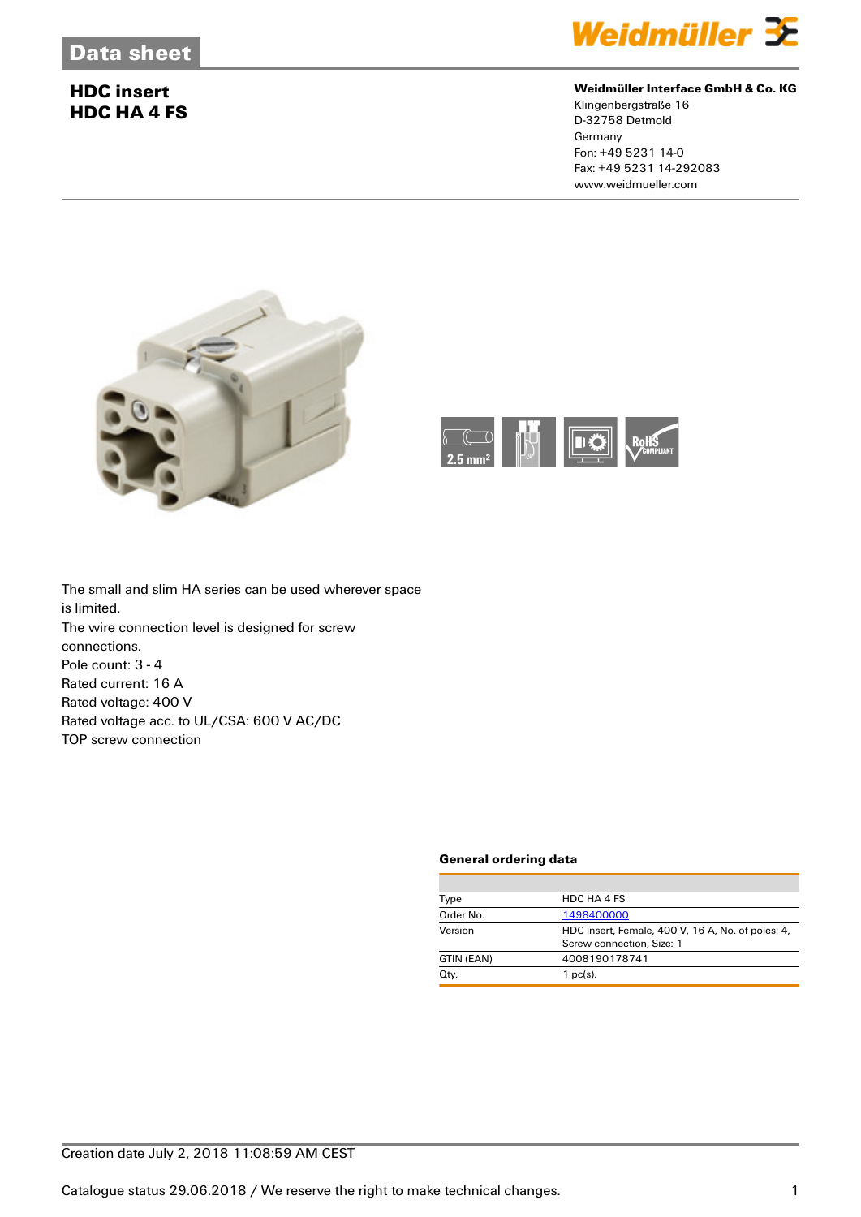# Data sheet

## HDC insert
## HDC HA 4 FS

**Weidmüller Interface GmbH & Co. KG**
Klingenbergstraße 16
D-32758 Detmold
Germany
Fon: +49 5231 14-0
Fax: +49 5231 14-292083
www.weidmueller.com

The small and slim HA series can be used wherever space is limited.
The wire connection level is designed for screw connections.
Pole count: 3 - 4
Rated current: 16 A
Rated voltage: 400 V
Rated voltage acc. to UL/CSA: 600 V AC/DC
TOP screw connection

### General ordering data

| | |
|---|---|
| Type | HDC HA 4 FS |
| Order No. | 1498400000 |
| Version | HDC insert, Female, 400 V, 16 A, No. of poles: 4, Screw connection, Size: 1 |
| GTIN (EAN) | 4008190178741 |
| Qty. | 1 pc(s). |

Creation date July 2, 2018 11:08:59 AM CEST

Catalogue status 29.06.2018 / We reserve the right to make technical changes.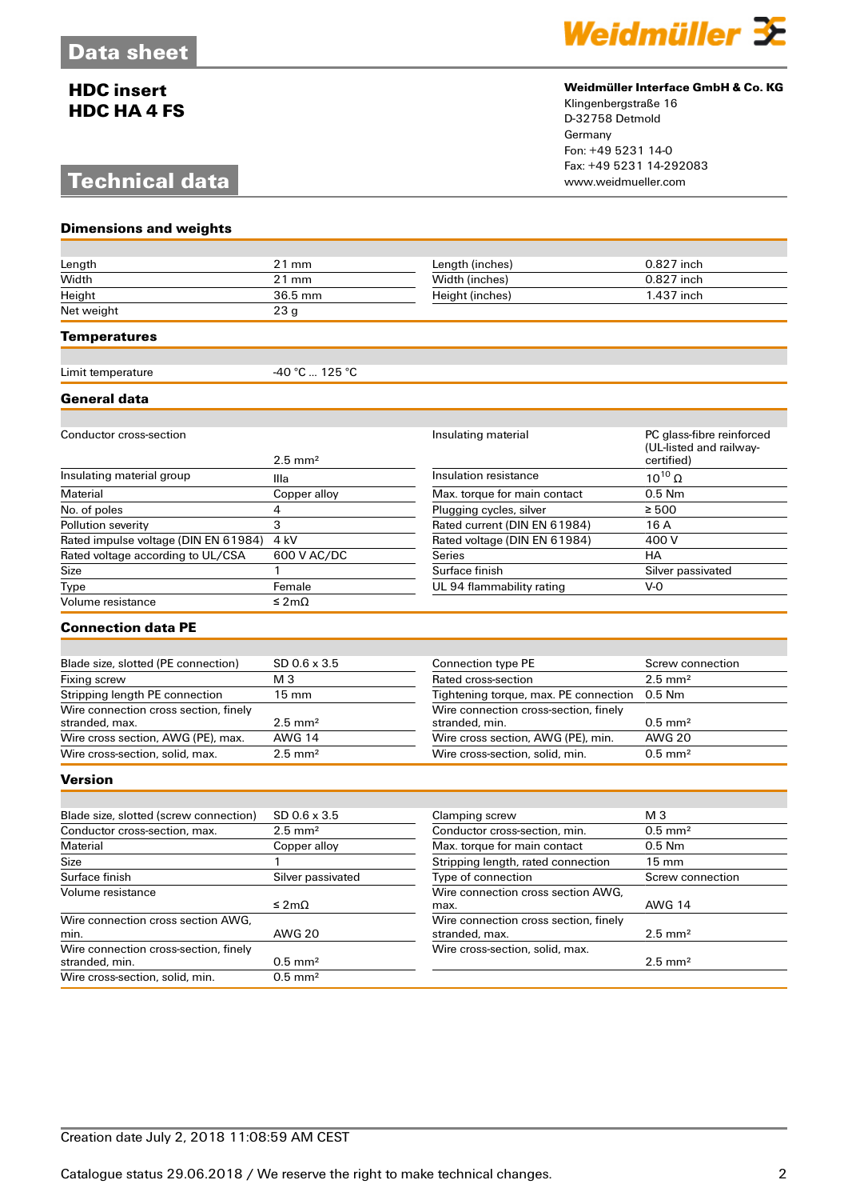# Data sheet

## HDC insert
## HDC HA 4 FS

**Weidmüller Interface GmbH & Co. KG**
Klingenbergstraße 16
D-32758 Detmold
Germany
Fon: +49 5231 14-0
Fax: +49 5231 14-292083
www.weidmueller.com

# Technical data

### Dimensions and weights

| | | | |
|---|---|---|---|
| Length | 21 mm | Length (inches) | 0.827 inch |
| Width | 21 mm | Width (inches) | 0.827 inch |
| Height | 36.5 mm | Height (inches) | 1.437 inch |
| Net weight | 23 g | | |

### Temperatures

| | |
|---|---|
| Limit temperature | -40 °C ... 125 °C |

### General data

| | | | |
|---|---|---|---|
| Conductor cross-section | 2.5 mm² | Insulating material | PC glass-fibre reinforced (UL-listed and railway-certified) |
| Insulating material group | IIIa | Insulation resistance | $10^{10}$ Ω |
| Material | Copper alloy | Max. torque for main contact | 0.5 Nm |
| No. of poles | 4 | Plugging cycles, silver | ≥ 500 |
| Pollution severity | 3 | Rated current (DIN EN 61984) | 16 A |
| Rated impulse voltage (DIN EN 61984) | 4 kV | Rated voltage (DIN EN 61984) | 400 V |
| Rated voltage according to UL/CSA | 600 V AC/DC | Series | HA |
| Size | 1 | Surface finish | Silver passivated |
| Type | Female | UL 94 flammability rating | V-0 |
| Volume resistance | ≤ 2mΩ | | |

### Connection data PE

| | | | |
|---|---|---|---|
| Blade size, slotted (PE connection) | SD 0.6 x 3.5 | Connection type PE | Screw connection |
| Fixing screw | M 3 | Rated cross-section | 2.5 mm² |
| Stripping length PE connection | 15 mm | Tightening torque, max. PE connection | 0.5 Nm |
| Wire connection cross section, finely stranded, max. | 2.5 mm² | Wire connection cross-section, finely stranded, min. | 0.5 mm² |
| Wire cross section, AWG (PE), max. | AWG 14 | Wire cross section, AWG (PE), min. | AWG 20 |
| Wire cross-section, solid, max. | 2.5 mm² | Wire cross-section, solid, min. | 0.5 mm² |

### Version

| | | | |
|---|---|---|---|
| Blade size, slotted (screw connection) | SD 0.6 x 3.5 | Clamping screw | M 3 |
| Conductor cross-section, max. | 2.5 mm² | Conductor cross-section, min. | 0.5 mm² |
| Material | Copper alloy | Max. torque for main contact | 0.5 Nm |
| Size | 1 | Stripping length, rated connection | 15 mm |
| Surface finish | Silver passivated | Type of connection | Screw connection |
| Volume resistance | ≤ 2mΩ | Wire connection cross section AWG, max. | AWG 14 |
| Wire connection cross section AWG, min. | AWG 20 | Wire connection cross section, finely stranded, max. | 2.5 mm² |
| Wire connection cross-section, finely stranded, min. | 0.5 mm² | Wire cross-section, solid, max. | 2.5 mm² |
| Wire cross-section, solid, min. | 0.5 mm² | | |

Creation date July 2, 2018 11:08:59 AM CEST

Catalogue status 29.06.2018 / We reserve the right to make technical changes.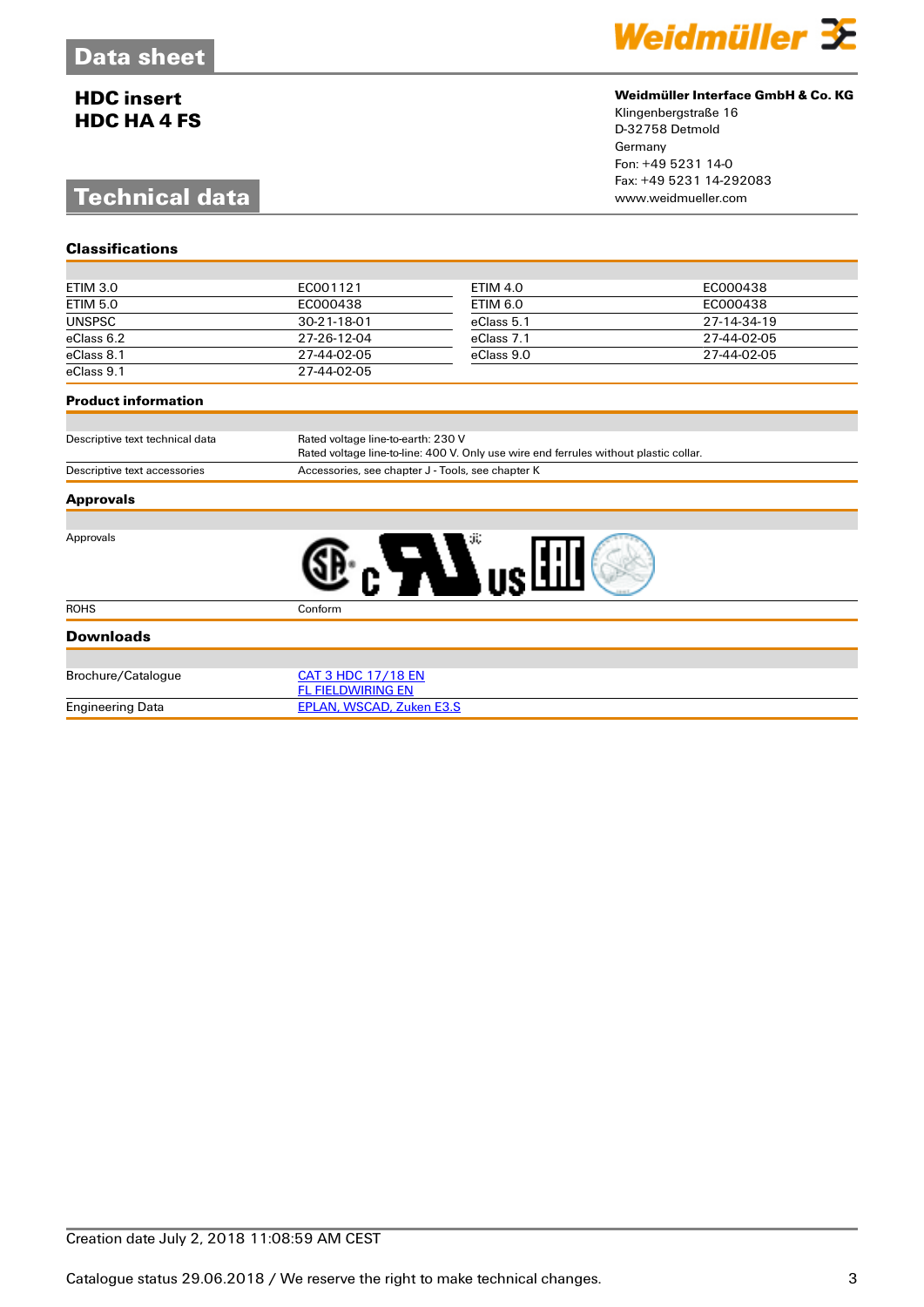# Data sheet

## HDC insert
## HDC HA 4 FS

**Weidmüller Interface GmbH & Co. KG**
Klingenbergstraße 16
D-32758 Detmold
Germany
Fon: +49 5231 14-0
Fax: +49 5231 14-292083
www.weidmueller.com

# Technical data

### Classifications

| | | | |
|---|---|---|---|
| ETIM 3.0 | EC001121 | ETIM 4.0 | EC000438 |
| ETIM 5.0 | EC000438 | ETIM 6.0 | EC000438 |
| UNSPSC | 30-21-18-01 | eClass 5.1 | 27-14-34-19 |
| eClass 6.2 | 27-26-12-04 | eClass 7.1 | 27-44-02-05 |
| eClass 8.1 | 27-44-02-05 | eClass 9.0 | 27-44-02-05 |
| eClass 9.1 | 27-44-02-05 | | |

### Product information

| | |
|---|---|
| Descriptive text technical data | Rated voltage line-to-earth: 230 V<br>Rated voltage line-to-line: 400 V. Only use wire end ferrules without plastic collar. |
| Descriptive text accessories | Accessories, see chapter J - Tools, see chapter K |

### Approvals

| | |
|---|---|
| Approvals | |
| ROHS | Conform |

### Downloads

| | |
|---|---|
| Brochure/Catalogue | CAT 3 HDC 17/18 EN<br>FL FIELDWIRING EN |
| Engineering Data | EPLAN, WSCAD, Zuken E3.S |

Creation date July 2, 2018 11:08:59 AM CEST

Catalogue status 29.06.2018 / We reserve the right to make technical changes.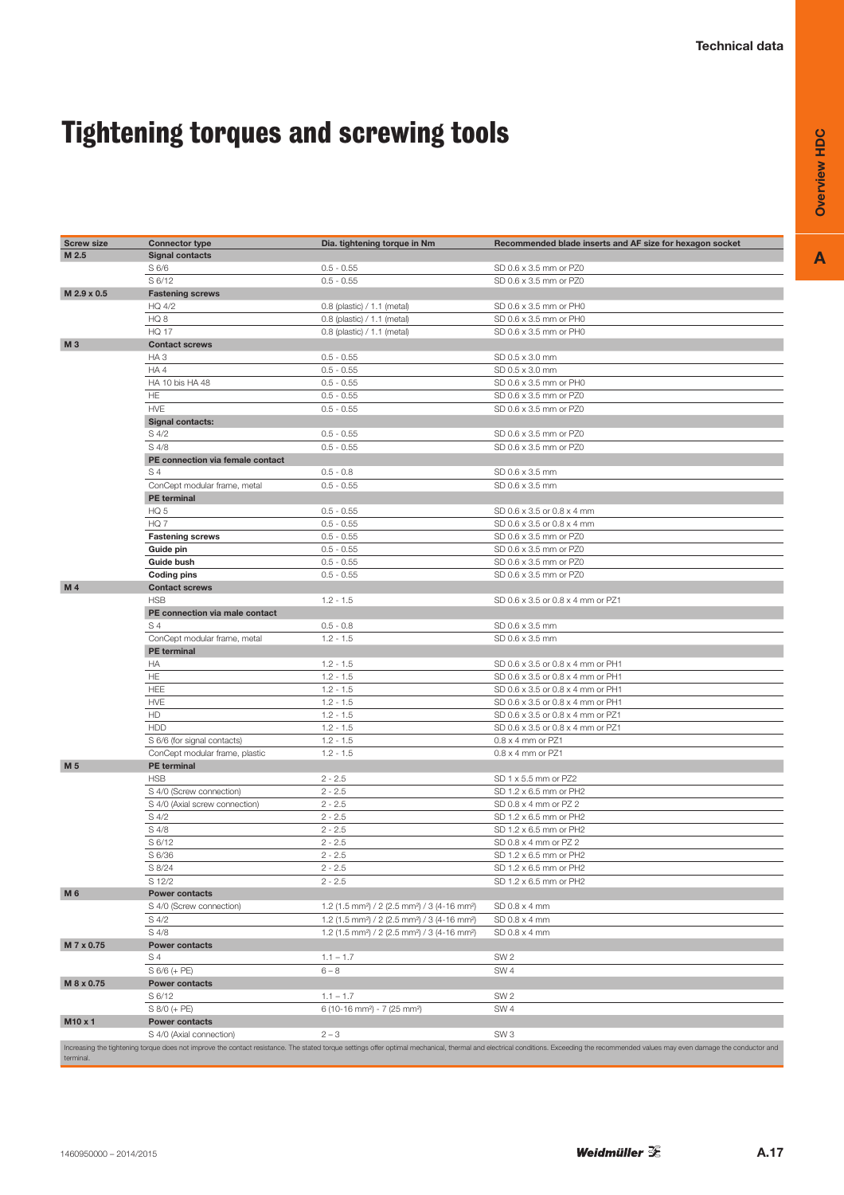# Tightening torques and screwing tools

| Screw size | Connector type | Dia. tightening torque in Nm | Recommended blade inserts and AF size for hexagon socket |
|---|---|---|---|
| M 2.5 | **Signal contacts** | | |
| | S 6/6 | 0.5 - 0.55 | SD 0.6 x 3.5 mm or PZ0 |
| | S 6/12 | 0.5 - 0.55 | SD 0.6 x 3.5 mm or PZ0 |
| M 2.9 x 0.5 | **Fastening screws** | | |
| | HQ 4/2 | 0.8 (plastic) / 1.1 (metal) | SD 0.6 x 3.5 mm or PH0 |
| | HQ 8 | 0.8 (plastic) / 1.1 (metal) | SD 0.6 x 3.5 mm or PH0 |
| | HQ 17 | 0.8 (plastic) / 1.1 (metal) | SD 0.6 x 3.5 mm or PH0 |
| M 3 | **Contact screws** | | |
| | HA 3 | 0.5 - 0.55 | SD 0.5 x 3.0 mm |
| | HA 4 | 0.5 - 0.55 | SD 0.5 x 3.0 mm |
| | HA 10 bis HA 48 | 0.5 - 0.55 | SD 0.6 x 3.5 mm or PH0 |
| | HE | 0.5 - 0.55 | SD 0.6 x 3.5 mm or PZ0 |
| | HVE | 0.5 - 0.55 | SD 0.6 x 3.5 mm or PZ0 |
| | **Signal contacts:** | | |
| | S 4/2 | 0.5 - 0.55 | SD 0.6 x 3.5 mm or PZ0 |
| | S 4/8 | 0.5 - 0.55 | SD 0.6 x 3.5 mm or PZ0 |
| | **PE connection via female contact** | | |
| | S 4 | 0.5 - 0.8 | SD 0.6 x 3.5 mm |
| | ConCept modular frame, metal | 0.5 - 0.55 | SD 0.6 x 3.5 mm |
| | **PE terminal** | | |
| | HQ 5 | 0.5 - 0.55 | SD 0.6 x 3.5 or 0.8 x 4 mm |
| | HQ 7 | 0.5 - 0.55 | SD 0.6 x 3.5 or 0.8 x 4 mm |
| | **Fastening screws** | 0.5 - 0.55 | SD 0.6 x 3.5 mm or PZ0 |
| | **Guide pin** | 0.5 - 0.55 | SD 0.6 x 3.5 mm or PZ0 |
| | **Guide bush** | 0.5 - 0.55 | SD 0.6 x 3.5 mm or PZ0 |
| | **Coding pins** | 0.5 - 0.55 | SD 0.6 x 3.5 mm or PZ0 |
| M 4 | **Contact screws** | | |
| | HSB | 1.2 - 1.5 | SD 0.6 x 3.5 or 0.8 x 4 mm or PZ1 |
| | **PE connection via male contact** | | |
| | S 4 | 0.5 - 0.8 | SD 0.6 x 3.5 mm |
| | ConCept modular frame, metal | 1.2 - 1.5 | SD 0.6 x 3.5 mm |
| | **PE terminal** | | |
| | HA | 1.2 - 1.5 | SD 0.6 x 3.5 or 0.8 x 4 mm or PH1 |
| | HE | 1.2 - 1.5 | SD 0.6 x 3.5 or 0.8 x 4 mm or PH1 |
| | HEE | 1.2 - 1.5 | SD 0.6 x 3.5 or 0.8 x 4 mm or PH1 |
| | HVE | 1.2 - 1.5 | SD 0.6 x 3.5 or 0.8 x 4 mm or PH1 |
| | HD | 1.2 - 1.5 | SD 0.6 x 3.5 or 0.8 x 4 mm or PZ1 |
| | HDD | 1.2 - 1.5 | SD 0.6 x 3.5 or 0.8 x 4 mm or PZ1 |
| | S 6/6 (for signal contacts) | 1.2 - 1.5 | 0.8 x 4 mm or PZ1 |
| | ConCept modular frame, plastic | 1.2 - 1.5 | 0.8 x 4 mm or PZ1 |
| M 5 | **PE terminal** | | |
| | HSB | 2 - 2.5 | SD 1 x 5.5 mm or PZ2 |
| | S 4/0 (Screw connection) | 2 - 2.5 | SD 1.2 x 6.5 mm or PH2 |
| | S 4/0 (Axial screw connection) | 2 - 2.5 | SD 0.8 x 4 mm or PZ 2 |
| | S 4/2 | 2 - 2.5 | SD 1.2 x 6.5 mm or PH2 |
| | S 4/8 | 2 - 2.5 | SD 1.2 x 6.5 mm or PH2 |
| | S 6/12 | 2 - 2.5 | SD 0.8 x 4 mm or PZ 2 |
| | S 6/36 | 2 - 2.5 | SD 1.2 x 6.5 mm or PH2 |
| | S 8/24 | 2 - 2.5 | SD 1.2 x 6.5 mm or PH2 |
| | S 12/2 | 2 - 2.5 | SD 1.2 x 6.5 mm or PH2 |
| M 6 | **Power contacts** | | |
| | S 4/0 (Screw connection) | 1.2 (1.5 mm²) / 2 (2.5 mm²) / 3 (4-16 mm²) | SD 0.8 x 4 mm |
| | S 4/2 | 1.2 (1.5 mm²) / 2 (2.5 mm²) / 3 (4-16 mm²) | SD 0.8 x 4 mm |
| | S 4/8 | 1.2 (1.5 mm²) / 2 (2.5 mm²) / 3 (4-16 mm²) | SD 0.8 x 4 mm |
| M 7 x 0.75 | **Power contacts** | | |
| | S 4 | 1.1 – 1.7 | SW 2 |
| | S 6/6 (+ PE) | 6 – 8 | SW 4 |
| M 8 x 0.75 | **Power contacts** | | |
| | S 6/12 | 1.1 – 1.7 | SW 2 |
| | S 8/0 (+ PE) | 6 (10-16 mm²) - 7 (25 mm²) | SW 4 |
| M10 x 1 | **Power contacts** | | |
| | S 4/0 (Axial connection) | 2 – 3 | SW 3 |

Increasing the tightening torque does not improve the contact resistance. The stated torque settings offer optimal mechanical, thermal and electrical conditions. Exceeding the recommended values may even damage the conductor and terminal.